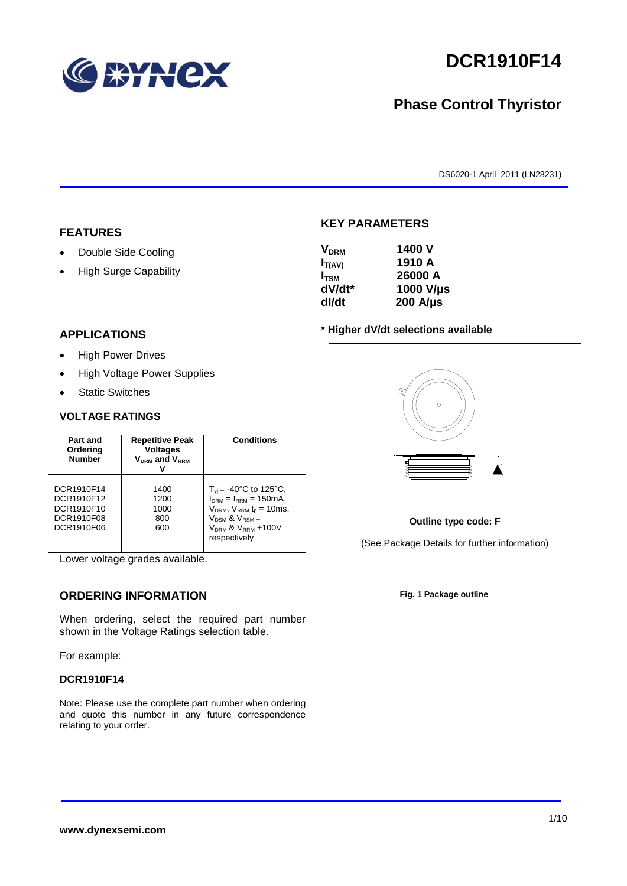# DCR1910F14

## Phase Control Thyristor

DS6020-1 April 2011 (LN28231)

## FEATURES

- Double Side Cooling
- High Surge Capability

## APPLICATIONS

- High Power Drives
- High Voltage Power Supplies
- Static Switches

## VOLTAGE RATINGS

| Part and Ordering Number | Repetitive Peak Voltages $V_{DRM}$ and $V_{RRM}$ V | Conditions |
|---|---|---|
| DCR1910F14<br>DCR1910F12<br>DCR1910F10<br>DCR1910F08<br>DCR1910F06 | 1400<br>1200<br>1000<br>800<br>600 | $T_{vj}$ = -40°C to 125°C, $I_{DRM}$ = $I_{RRM}$ = 150mA, $V_{DRM}$, $V_{RRM}$ $t_p$ = 10ms, $V_{DSM}$ & $V_{RSM}$ = $V_{DRM}$ & $V_{RRM}$ +100V respectively |

Lower voltage grades available.

## ORDERING INFORMATION

When ordering, select the required part number shown in the Voltage Ratings selection table.

For example:

**DCR1910F14**

Note: Please use the complete part number when ordering and quote this number in any future correspondence relating to your order.

## KEY PARAMETERS

| | |
|---|---|
| $V_{DRM}$ | 1400 V |
| $I_{T(AV)}$ | 1910 A |
| $I_{TSM}$ | 26000 A |
| dV/dt* | 1000 V/µs |
| dI/dt | 200 A/µs |

\* **Higher dV/dt selections available**

**Outline type code: F**

(See Package Details for further information)

**Fig. 1 Package outline**

**www.dynexsemi.com**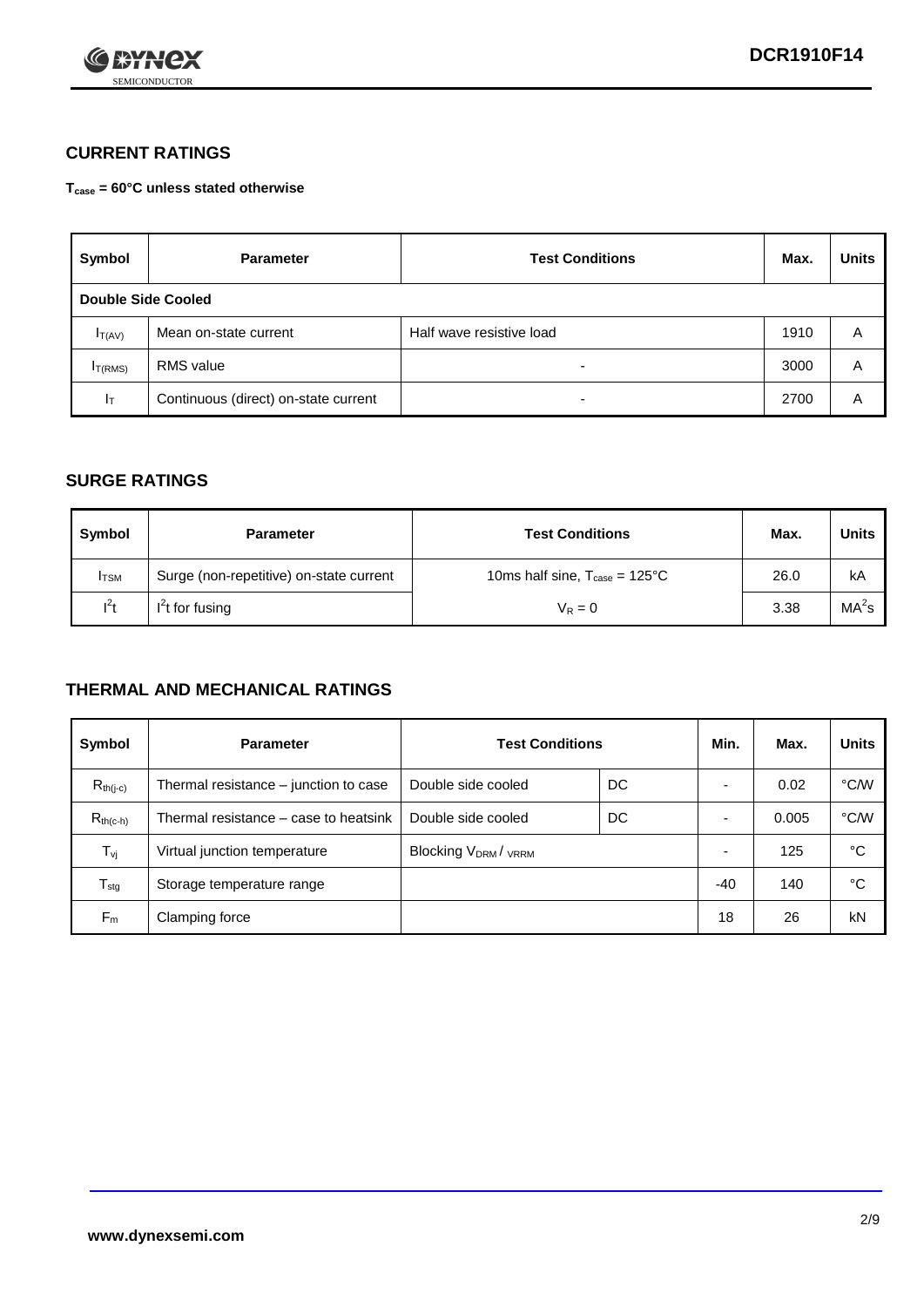## CURRENT RATINGS

**$T_{case}$ = 60°C unless stated otherwise**

| Symbol | Parameter | Test Conditions | Max. | Units |
|---|---|---|---|---|
| **Double Side Cooled** | | | | |
| $I_{T(AV)}$ | Mean on-state current | Half wave resistive load | 1910 | A |
| $I_{T(RMS)}$ | RMS value | - | 3000 | A |
| $I_T$ | Continuous (direct) on-state current | - | 2700 | A |

## SURGE RATINGS

| Symbol | Parameter | Test Conditions | Max. | Units |
|---|---|---|---|---|
| $I_{TSM}$ | Surge (non-repetitive) on-state current | 10ms half sine, $T_{case}$ = 125°C | 26.0 | kA |
| $I^2t$ | $I^2t$ for fusing | $V_R = 0$ | 3.38 | $MA^2s$ |

## THERMAL AND MECHANICAL RATINGS

| Symbol | Parameter | Test Conditions | | Min. | Max. | Units |
|---|---|---|---|---|---|---|
| $R_{th(j-c)}$ | Thermal resistance – junction to case | Double side cooled | DC | - | 0.02 | °C/W |
| $R_{th(c-h)}$ | Thermal resistance – case to heatsink | Double side cooled | DC | - | 0.005 | °C/W |
| $T_{vj}$ | Virtual junction temperature | Blocking $V_{DRM}$ / $V_{RRM}$ | | - | 125 | °C |
| $T_{stg}$ | Storage temperature range | | | -40 | 140 | °C |
| $F_m$ | Clamping force | | | 18 | 26 | kN |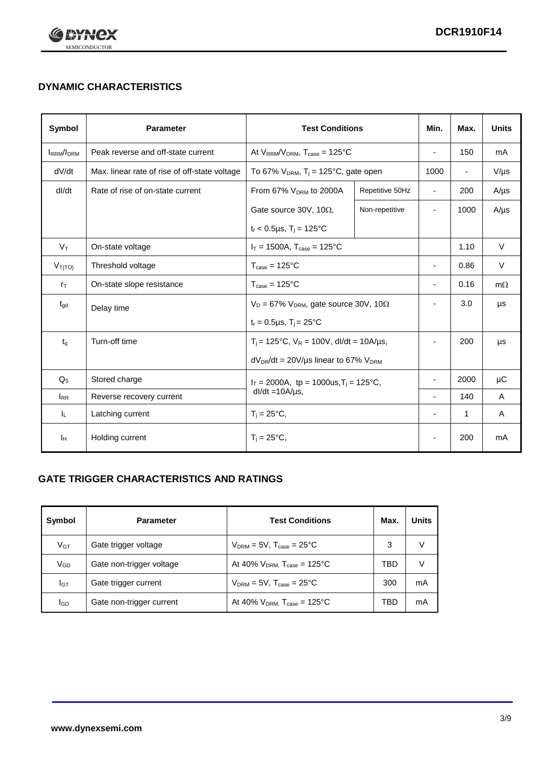## DYNAMIC CHARACTERISTICS

| Symbol | Parameter | Test Conditions | | Min. | Max. | Units |
|---|---|---|---|---|---|---|
| $I_{RRM}/I_{DRM}$ | Peak reverse and off-state current | At $V_{RRM}/V_{DRM}$, $T_{case}$ = 125°C | | - | 150 | mA |
| dV/dt | Max. linear rate of rise of off-state voltage | To 67% $V_{DRM}$, $T_j$ = 125°C, gate open | | 1000 | - | V/µs |
| dI/dt | Rate of rise of on-state current | From 67% $V_{DRM}$ to 2000A | Repetitive 50Hz | - | 200 | A/µs |
| | | Gate source 30V, 10Ω, $t_r$ < 0.5µs, $T_j$ = 125°C | Non-repetitive | - | 1000 | A/µs |
| $V_T$ | On-state voltage | $I_T$ = 1500A, $T_{case}$ = 125°C | | | 1.10 | V |
| $V_{T(TO)}$ | Threshold voltage | $T_{case}$ = 125°C | | - | 0.86 | V |
| $r_T$ | On-state slope resistance | $T_{case}$ = 125°C | | - | 0.16 | mΩ |
| $t_{gd}$ | Delay time | $V_D$ = 67% $V_{DRM}$, gate source 30V, 10Ω, $t_r$ = 0.5µs, $T_j$ = 25°C | | - | 3.0 | µs |
| $t_q$ | Turn-off time | $T_j$ = 125°C, $V_R$ = 100V, dI/dt = 10A/µs, $dV_{DR}/dt$ = 20V/µs linear to 67% $V_{DRM}$ | | - | 200 | µs |
| $Q_S$ | Stored charge | $I_T$ = 2000A, tp = 1000us, $T_j$ = 125°C, dI/dt = 10A/µs, | | - | 2000 | µC |
| $I_{RR}$ | Reverse recovery current | | | - | 140 | A |
| $I_L$ | Latching current | $T_j$ = 25°C, | | - | 1 | A |
| $I_H$ | Holding current | $T_j$ = 25°C, | | - | 200 | mA |

## GATE TRIGGER CHARACTERISTICS AND RATINGS

| Symbol | Parameter | Test Conditions | Max. | Units |
|---|---|---|---|---|
| $V_{GT}$ | Gate trigger voltage | $V_{DRM}$ = 5V, $T_{case}$ = 25°C | 3 | V |
| $V_{GD}$ | Gate non-trigger voltage | At 40% $V_{DRM}$, $T_{case}$ = 125°C | TBD | V |
| $I_{GT}$ | Gate trigger current | $V_{DRM}$ = 5V, $T_{case}$ = 25°C | 300 | mA |
| $I_{GD}$ | Gate non-trigger current | At 40% $V_{DRM}$, $T_{case}$ = 125°C | TBD | mA |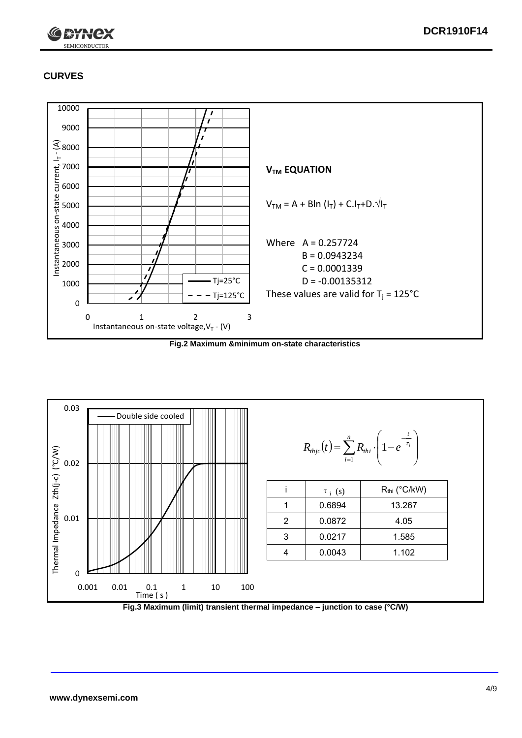## CURVES

### $V_{TM}$ EQUATION

$$V_{TM} = A + B\ln(I_T) + C.I_T + D.\sqrt{I_T}$$

Where A = 0.257724
B = 0.0943234
C = 0.0001339
D = -0.00135312

These values are valid for $T_j$ = 125°C

**Fig.2 Maximum &minimum on-state characteristics**

$$R_{thjc}(t) = \sum_{i=1}^{n} R_{thi} \cdot \left(1 - e^{-\frac{t}{\tau_i}}\right)$$

| i | $\tau_i$ (s) | $R_{thi}$ (°C/kW) |
|---|---|---|
| 1 | 0.6894 | 13.267 |
| 2 | 0.0872 | 4.05 |
| 3 | 0.0217 | 1.585 |
| 4 | 0.0043 | 1.102 |

**Fig.3 Maximum (limit) transient thermal impedance – junction to case (°C/W)**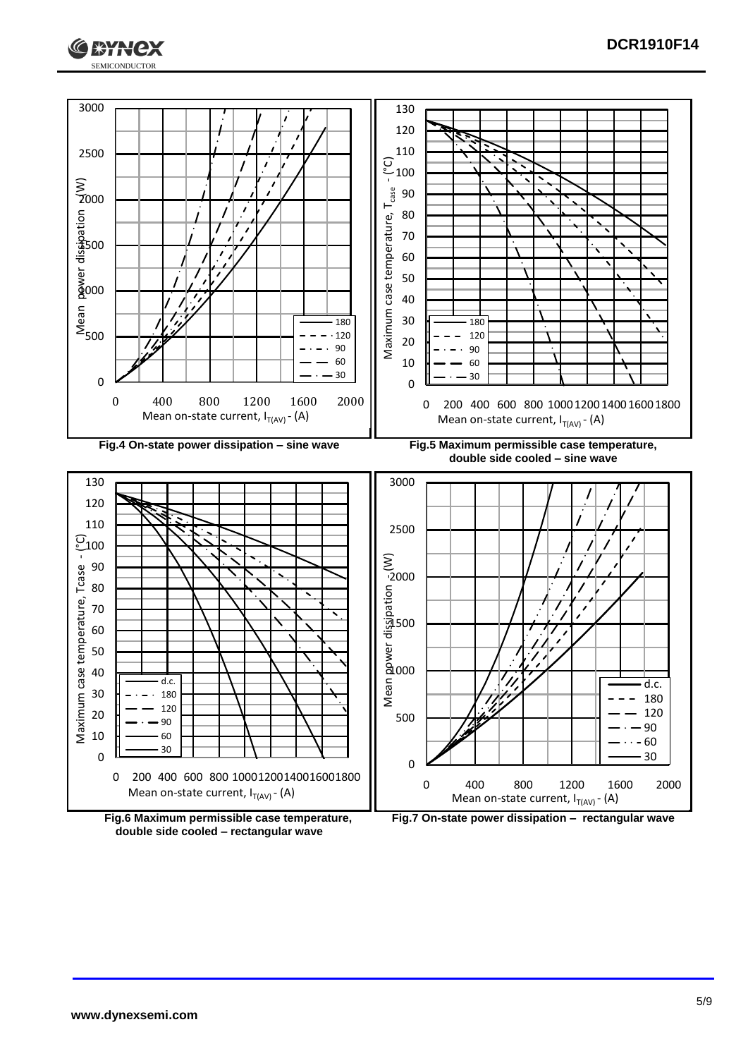Fig.4 On-state power dissipation – sine wave

Fig.5 Maximum permissible case temperature, double side cooled – sine wave

Fig.6 Maximum permissible case temperature, double side cooled – rectangular wave

Fig.7 On-state power dissipation – rectangular wave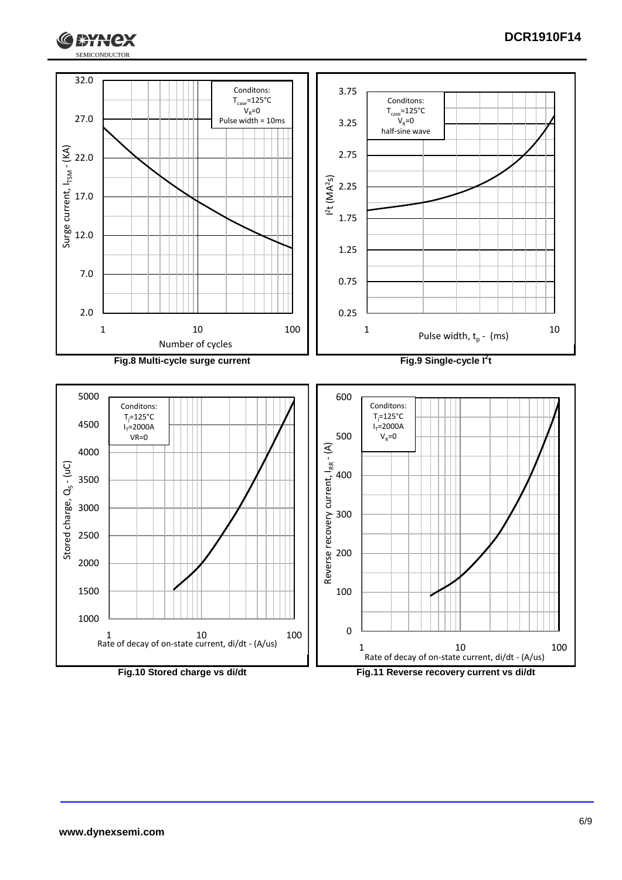Conditons:
$T_{case}$=125°C
$V_R$=0
Pulse width = 10ms

Surge current, $I_{TSM}$ - (KA)

Number of cycles

**Fig.8 Multi-cycle surge current**

Conditons:
$T_{case}$=125°C
$V_R$=0
half-sine wave

$I^2t$ ($MA^2s$)

Pulse width, $t_p$ - (ms)

**Fig.9 Single-cycle $I^2t$**

Conditons:
$T_j$=125°C
$I_T$=2000A
VR=0

Stored charge, $Q_S$ - (uC)

Rate of decay of on-state current, di/dt - (A/us)

**Fig.10 Stored charge vs di/dt**

Conditons:
$T_j$=125°C
$I_T$=2000A
$V_R$=0

Reverse recovery current, $I_{RR}$ - (A)

Rate of decay of on-state current, di/dt - (A/us)

**Fig.11 Reverse recovery current vs di/dt**

www.dynexsemi.com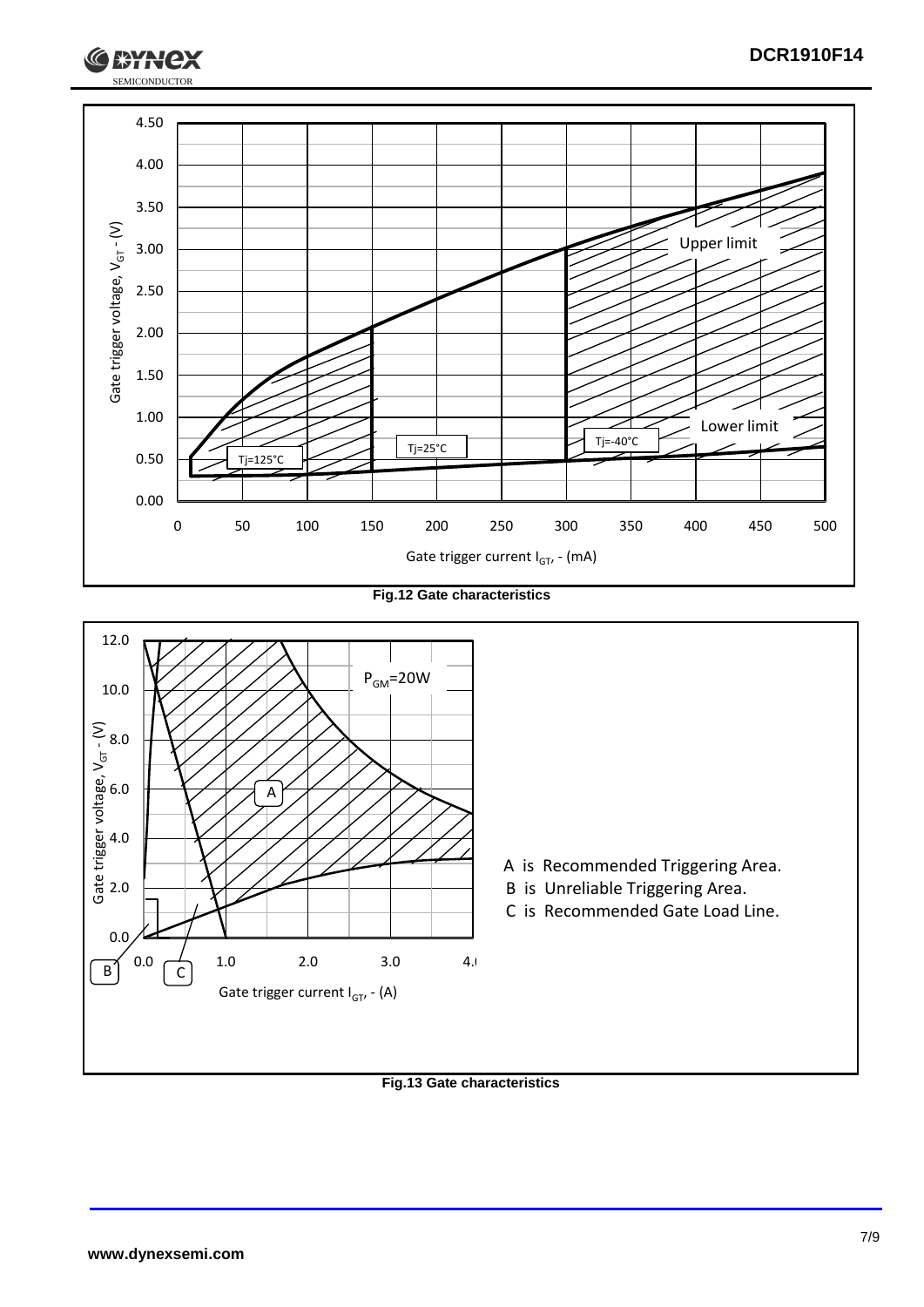Fig.12 Gate characteristics

A is Recommended Triggering Area.

B is Unreliable Triggering Area.

C is Recommended Gate Load Line.

Fig.13 Gate characteristics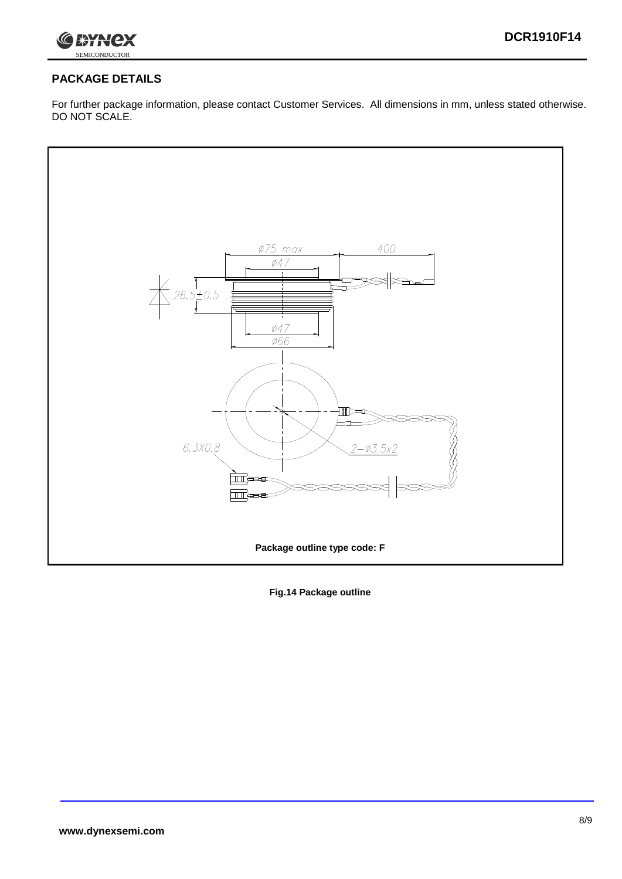## PACKAGE DETAILS

For further package information, please contact Customer Services. All dimensions in mm, unless stated otherwise. DO NOT SCALE.

Package outline type code: F

**Fig.14 Package outline**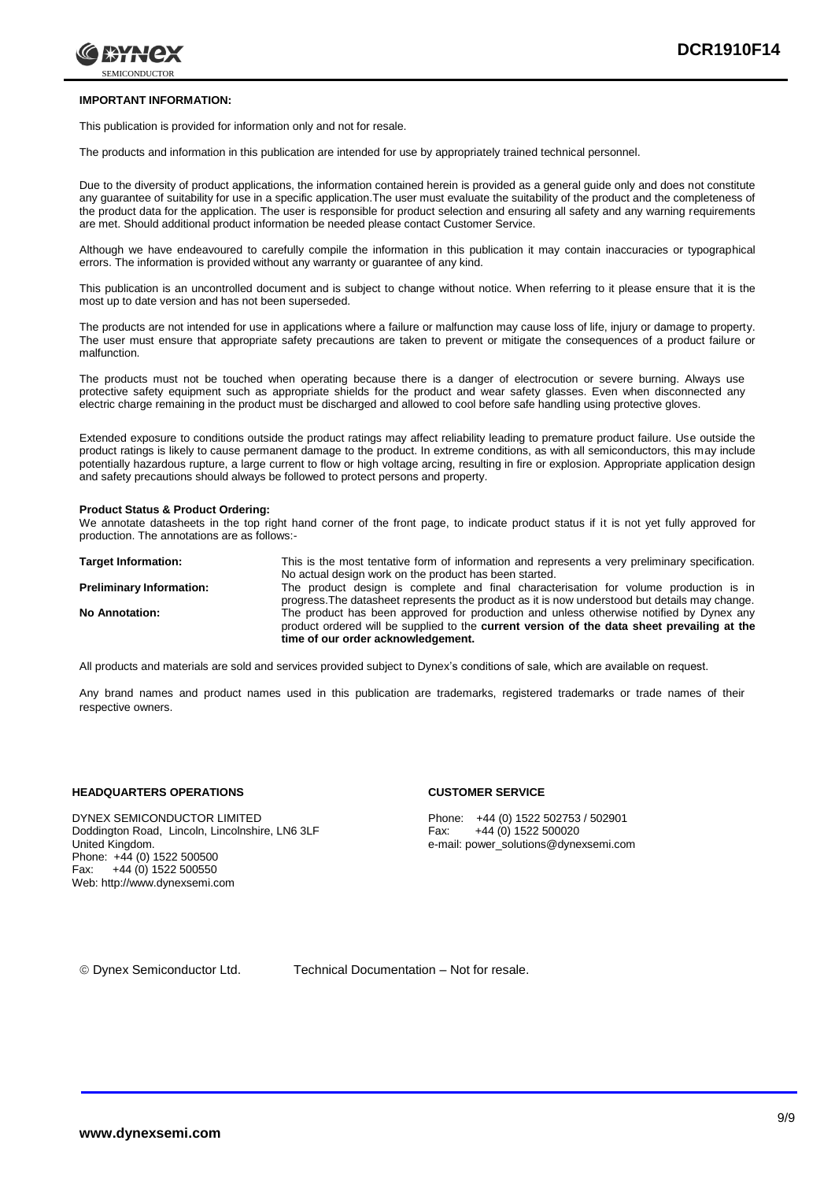**IMPORTANT INFORMATION:**

This publication is provided for information only and not for resale.

The products and information in this publication are intended for use by appropriately trained technical personnel.

Due to the diversity of product applications, the information contained herein is provided as a general guide only and does not constitute any guarantee of suitability for use in a specific application.The user must evaluate the suitability of the product and the completeness of the product data for the application. The user is responsible for product selection and ensuring all safety and any warning requirements are met. Should additional product information be needed please contact Customer Service.

Although we have endeavoured to carefully compile the information in this publication it may contain inaccuracies or typographical errors. The information is provided without any warranty or guarantee of any kind.

This publication is an uncontrolled document and is subject to change without notice. When referring to it please ensure that it is the most up to date version and has not been superseded.

The products are not intended for use in applications where a failure or malfunction may cause loss of life, injury or damage to property. The user must ensure that appropriate safety precautions are taken to prevent or mitigate the consequences of a product failure or malfunction.

The products must not be touched when operating because there is a danger of electrocution or severe burning. Always use protective safety equipment such as appropriate shields for the product and wear safety glasses. Even when disconnected any electric charge remaining in the product must be discharged and allowed to cool before safe handling using protective gloves.

Extended exposure to conditions outside the product ratings may affect reliability leading to premature product failure. Use outside the product ratings is likely to cause permanent damage to the product. In extreme conditions, as with all semiconductors, this may include potentially hazardous rupture, a large current to flow or high voltage arcing, resulting in fire or explosion. Appropriate application design and safety precautions should always be followed to protect persons and property.

**Product Status & Product Ordering:**

We annotate datasheets in the top right hand corner of the front page, to indicate product status if it is not yet fully approved for production. The annotations are as follows:-

| | |
|---|---|
| **Target Information:** | This is the most tentative form of information and represents a very preliminary specification. No actual design work on the product has been started. |
| **Preliminary Information:** | The product design is complete and final characterisation for volume production is in progress.The datasheet represents the product as it is now understood but details may change. |
| **No Annotation:** | The product has been approved for production and unless otherwise notified by Dynex any product ordered will be supplied to the **current version of the data sheet prevailing at the time of our order acknowledgement.** |

All products and materials are sold and services provided subject to Dynex's conditions of sale, which are available on request.

Any brand names and product names used in this publication are trademarks, registered trademarks or trade names of their respective owners.

**HEADQUARTERS OPERATIONS**

DYNEX SEMICONDUCTOR LIMITED
Doddington Road, Lincoln, Lincolnshire, LN6 3LF
United Kingdom.
Phone: +44 (0) 1522 500500
Fax: +44 (0) 1522 500550
Web: http://www.dynexsemi.com

**CUSTOMER SERVICE**

Phone: +44 (0) 1522 502753 / 502901
Fax: +44 (0) 1522 500020
e-mail: power_solutions@dynexsemi.com

© Dynex Semiconductor Ltd. Technical Documentation – Not for resale.